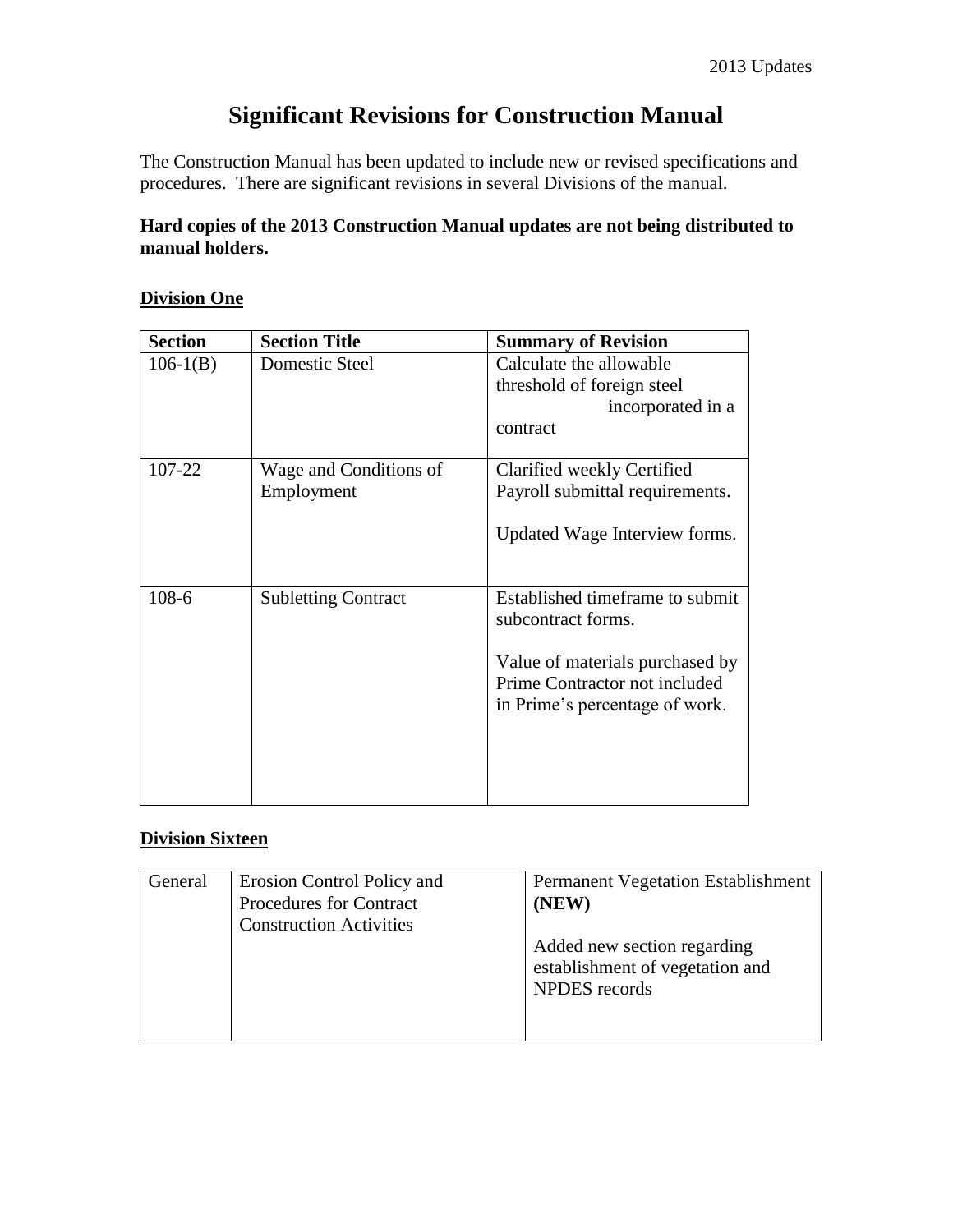# Significant Revisions for Construction Manual

The Construction Manual has been updated to include new or revised specifications and procedures. There are significant revisions in several Divisions of the manual.

**Hard copies of the 2013 Construction Manual updates are not being distributed to manual holders.**

## Division One

| Section | Section Title | Summary of Revision |
|---|---|---|
| 106-1(B) | Domestic Steel | Calculate the allowable threshold of foreign steel incorporated in a contract |
| 107-22 | Wage and Conditions of Employment | Clarified weekly Certified Payroll submittal requirements.<br><br>Updated Wage Interview forms. |
| 108-6 | Subletting Contract | Established timeframe to submit subcontract forms.<br><br>Value of materials purchased by Prime Contractor not included in Prime's percentage of work. |

## Division Sixteen

| | | |
|---|---|---|
| General | Erosion Control Policy and Procedures for Contract Construction Activities | Permanent Vegetation Establishment **(NEW)**<br><br>Added new section regarding establishment of vegetation and NPDES records |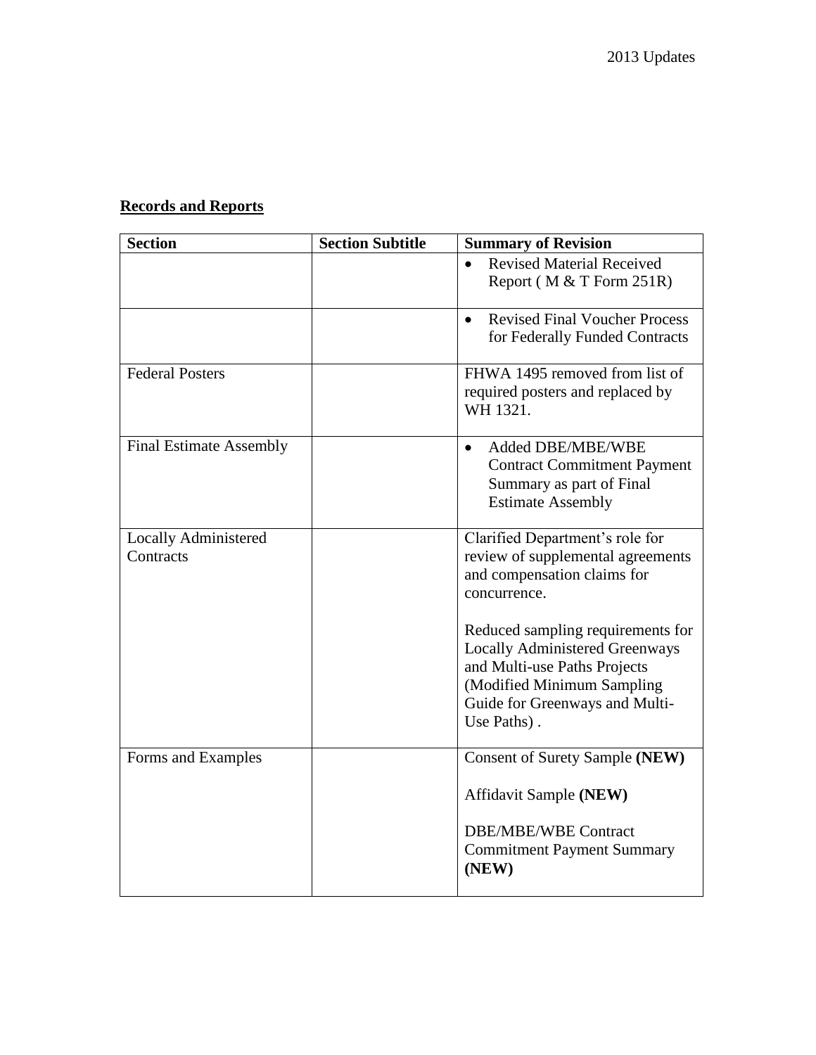**Records and Reports**

| Section | Section Subtitle | Summary of Revision |
|---|---|---|
| | | • Revised Material Received Report ( M & T Form 251R) |
| | | • Revised Final Voucher Process for Federally Funded Contracts |
| Federal Posters | | FHWA 1495 removed from list of required posters and replaced by WH 1321. |
| Final Estimate Assembly | | • Added DBE/MBE/WBE Contract Commitment Payment Summary as part of Final Estimate Assembly |
| Locally Administered Contracts | | Clarified Department's role for review of supplemental agreements and compensation claims for concurrence.<br><br>Reduced sampling requirements for Locally Administered Greenways and Multi-use Paths Projects (Modified Minimum Sampling Guide for Greenways and Multi-Use Paths) . |
| Forms and Examples | | Consent of Surety Sample **(NEW)**<br><br>Affidavit Sample **(NEW)**<br><br>DBE/MBE/WBE Contract Commitment Payment Summary **(NEW)** |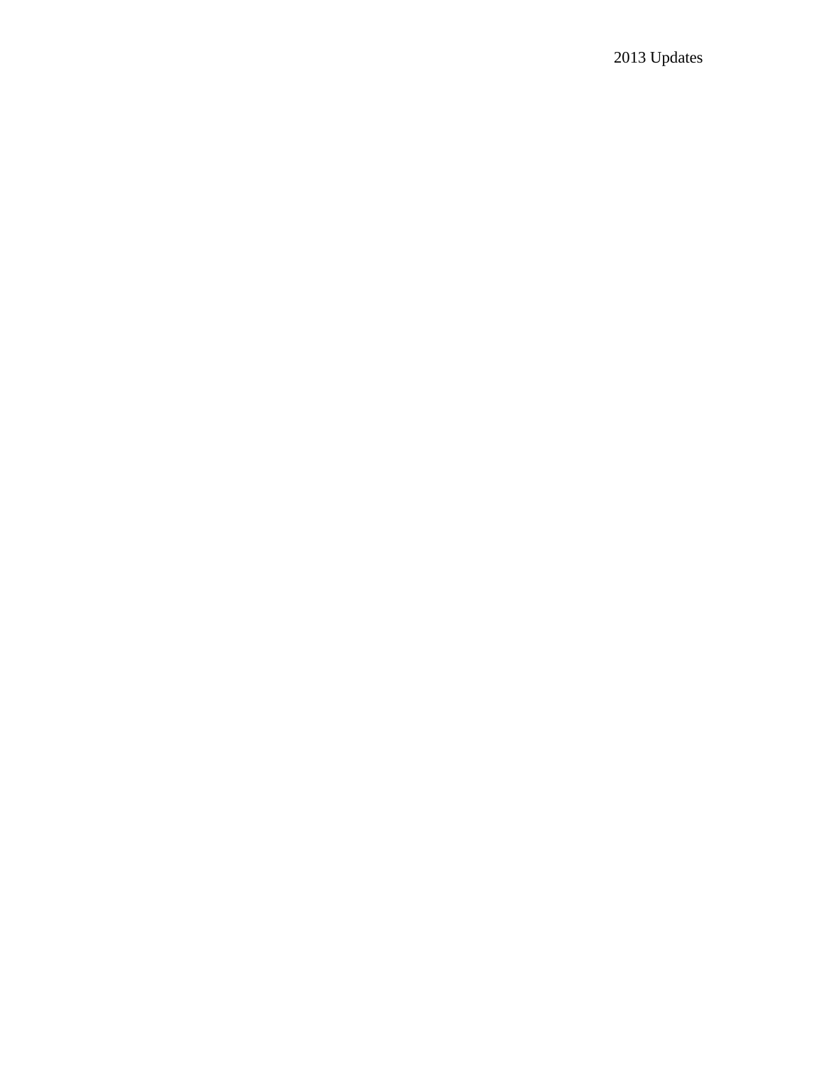2013 Updates